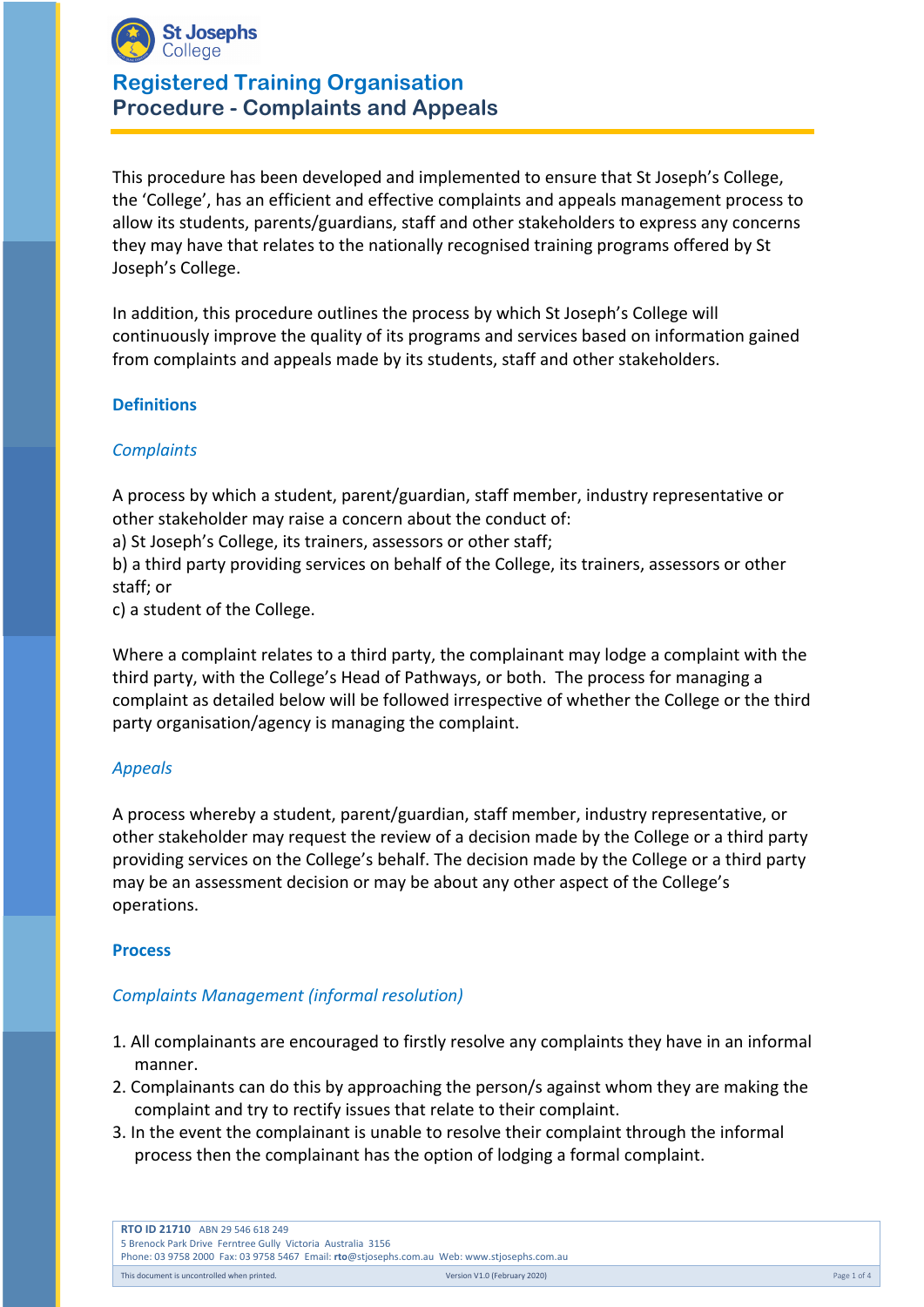# Registered Training Organisation
## Procedure - Complaints and Appeals

This procedure has been developed and implemented to ensure that St Joseph's College, the 'College', has an efficient and effective complaints and appeals management process to allow its students, parents/guardians, staff and other stakeholders to express any concerns they may have that relates to the nationally recognised training programs offered by St Joseph's College.

In addition, this procedure outlines the process by which St Joseph's College will continuously improve the quality of its programs and services based on information gained from complaints and appeals made by its students, staff and other stakeholders.

### Definitions

*Complaints*

A process by which a student, parent/guardian, staff member, industry representative or other stakeholder may raise a concern about the conduct of:
a) St Joseph's College, its trainers, assessors or other staff;
b) a third party providing services on behalf of the College, its trainers, assessors or other staff; or
c) a student of the College.

Where a complaint relates to a third party, the complainant may lodge a complaint with the third party, with the College's Head of Pathways, or both. The process for managing a complaint as detailed below will be followed irrespective of whether the College or the third party organisation/agency is managing the complaint.

*Appeals*

A process whereby a student, parent/guardian, staff member, industry representative, or other stakeholder may request the review of a decision made by the College or a third party providing services on the College's behalf. The decision made by the College or a third party may be an assessment decision or may be about any other aspect of the College's operations.

### Process

*Complaints Management (informal resolution)*

1. All complainants are encouraged to firstly resolve any complaints they have in an informal manner.
2. Complainants can do this by approaching the person/s against whom they are making the complaint and try to rectify issues that relate to their complaint.
3. In the event the complainant is unable to resolve their complaint through the informal process then the complainant has the option of lodging a formal complaint.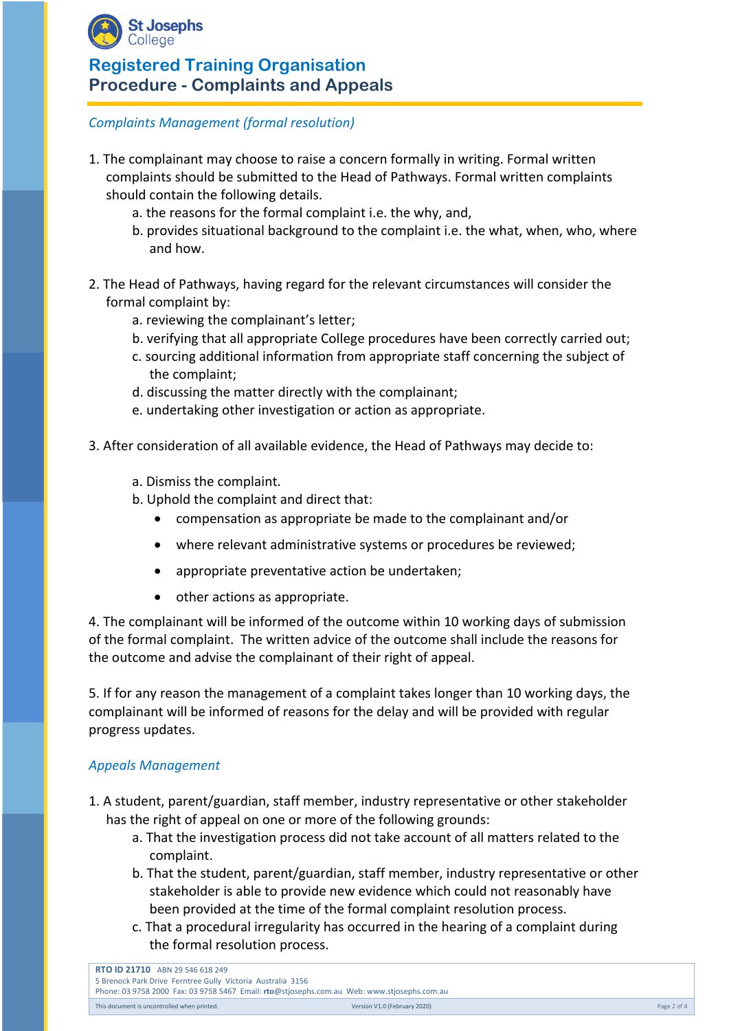### *Complaints Management (formal resolution)*

1. The complainant may choose to raise a concern formally in writing. Formal written complaints should be submitted to the Head of Pathways. Formal written complaints should contain the following details.
   a. the reasons for the formal complaint i.e. the why, and,
   b. provides situational background to the complaint i.e. the what, when, who, where and how.

2. The Head of Pathways, having regard for the relevant circumstances will consider the formal complaint by:
   a. reviewing the complainant's letter;
   b. verifying that all appropriate College procedures have been correctly carried out;
   c. sourcing additional information from appropriate staff concerning the subject of the complaint;
   d. discussing the matter directly with the complainant;
   e. undertaking other investigation or action as appropriate.

3. After consideration of all available evidence, the Head of Pathways may decide to:

   a. Dismiss the complaint.
   b. Uphold the complaint and direct that:
      - compensation as appropriate be made to the complainant and/or
      - where relevant administrative systems or procedures be reviewed;
      - appropriate preventative action be undertaken;
      - other actions as appropriate.

4. The complainant will be informed of the outcome within 10 working days of submission of the formal complaint. The written advice of the outcome shall include the reasons for the outcome and advise the complainant of their right of appeal.

5. If for any reason the management of a complaint takes longer than 10 working days, the complainant will be informed of reasons for the delay and will be provided with regular progress updates.

### *Appeals Management*

1. A student, parent/guardian, staff member, industry representative or other stakeholder has the right of appeal on one or more of the following grounds:
   a. That the investigation process did not take account of all matters related to the complaint.
   b. That the student, parent/guardian, staff member, industry representative or other stakeholder is able to provide new evidence which could not reasonably have been provided at the time of the formal complaint resolution process.
   c. That a procedural irregularity has occurred in the hearing of a complaint during the formal resolution process.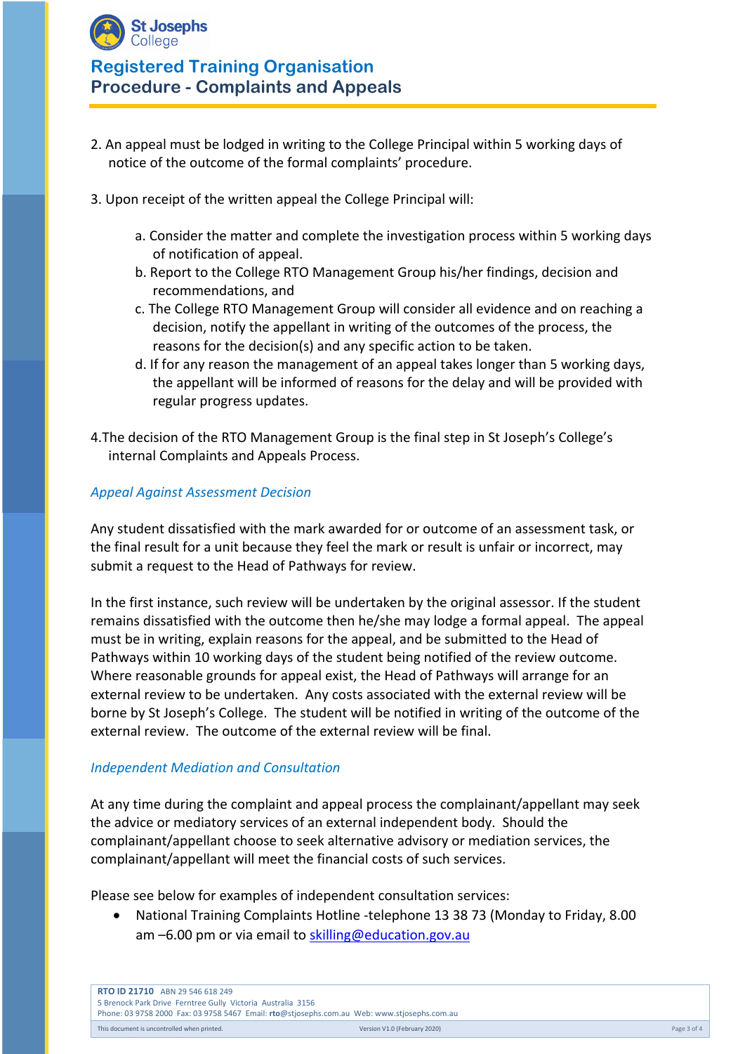2. An appeal must be lodged in writing to the College Principal within 5 working days of notice of the outcome of the formal complaints' procedure.

3. Upon receipt of the written appeal the College Principal will:

   a. Consider the matter and complete the investigation process within 5 working days of notification of appeal.
   b. Report to the College RTO Management Group his/her findings, decision and recommendations, and
   c. The College RTO Management Group will consider all evidence and on reaching a decision, notify the appellant in writing of the outcomes of the process, the reasons for the decision(s) and any specific action to be taken.
   d. If for any reason the management of an appeal takes longer than 5 working days, the appellant will be informed of reasons for the delay and will be provided with regular progress updates.

4. The decision of the RTO Management Group is the final step in St Joseph's College's internal Complaints and Appeals Process.

### *Appeal Against Assessment Decision*

Any student dissatisfied with the mark awarded for or outcome of an assessment task, or the final result for a unit because they feel the mark or result is unfair or incorrect, may submit a request to the Head of Pathways for review.

In the first instance, such review will be undertaken by the original assessor. If the student remains dissatisfied with the outcome then he/she may lodge a formal appeal. The appeal must be in writing, explain reasons for the appeal, and be submitted to the Head of Pathways within 10 working days of the student being notified of the review outcome. Where reasonable grounds for appeal exist, the Head of Pathways will arrange for an external review to be undertaken. Any costs associated with the external review will be borne by St Joseph's College. The student will be notified in writing of the outcome of the external review. The outcome of the external review will be final.

### *Independent Mediation and Consultation*

At any time during the complaint and appeal process the complainant/appellant may seek the advice or mediatory services of an external independent body. Should the complainant/appellant choose to seek alternative advisory or mediation services, the complainant/appellant will meet the financial costs of such services.

Please see below for examples of independent consultation services:

- National Training Complaints Hotline -telephone 13 38 73 (Monday to Friday, 8.00 am –6.00 pm or via email to skilling@education.gov.au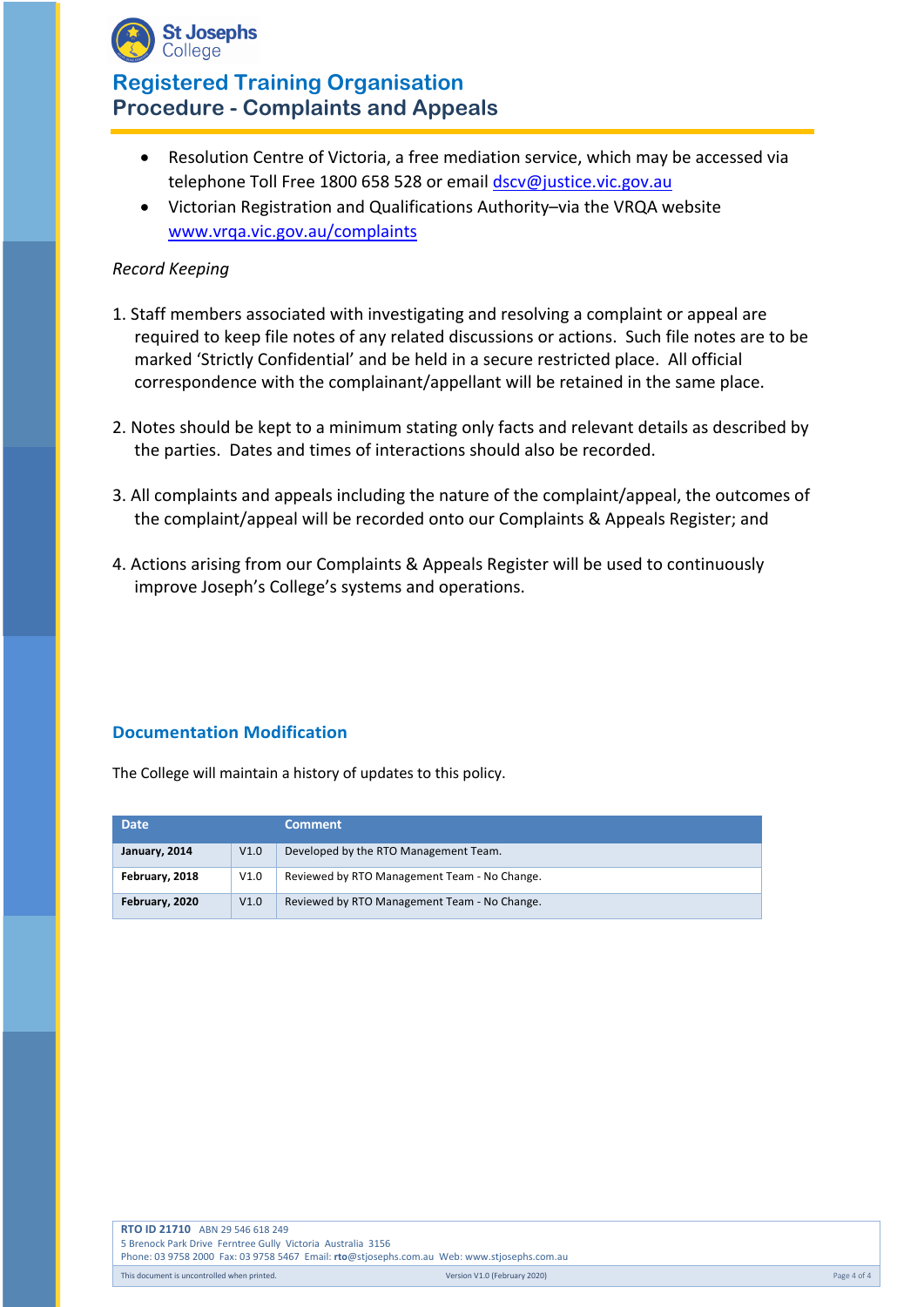- Resolution Centre of Victoria, a free mediation service, which may be accessed via telephone Toll Free 1800 658 528 or email dscv@justice.vic.gov.au
- Victorian Registration and Qualifications Authority–via the VRQA website www.vrqa.vic.gov.au/complaints

*Record Keeping*

1. Staff members associated with investigating and resolving a complaint or appeal are required to keep file notes of any related discussions or actions. Such file notes are to be marked 'Strictly Confidential' and be held in a secure restricted place. All official correspondence with the complainant/appellant will be retained in the same place.

2. Notes should be kept to a minimum stating only facts and relevant details as described by the parties. Dates and times of interactions should also be recorded.

3. All complaints and appeals including the nature of the complaint/appeal, the outcomes of the complaint/appeal will be recorded onto our Complaints & Appeals Register; and

4. Actions arising from our Complaints & Appeals Register will be used to continuously improve Joseph's College's systems and operations.

## Documentation Modification

The College will maintain a history of updates to this policy.

| Date | | Comment |
|---|---|---|
| **January, 2014** | V1.0 | Developed by the RTO Management Team. |
| **February, 2018** | V1.0 | Reviewed by RTO Management Team - No Change. |
| **February, 2020** | V1.0 | Reviewed by RTO Management Team - No Change. |

**RTO ID 21710** ABN 29 546 618 249
5 Brenock Park Drive Ferntree Gully Victoria Australia 3156
Phone: 03 9758 2000 Fax: 03 9758 5467 Email: **rto**@stjosephs.com.au Web: www.stjosephs.com.au